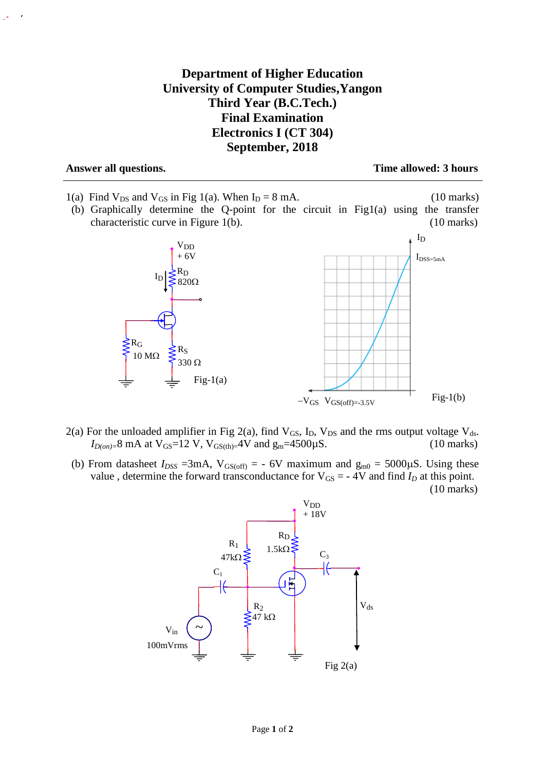# Department of Higher Education
# University of Computer Studies,Yangon
# Third Year (B.C.Tech.)
# Final Examination
# Electronics I (CT 304)
# September, 2018

**Answer all questions.** **Time allowed: 3 hours**

---

1(a) Find $V_{DS}$ and $V_{GS}$ in Fig 1(a). When $I_D$ = 8 mA. (10 marks)

(b) Graphically determine the Q-point for the circuit in Fig1(a) using the transfer characteristic curve in Figure 1(b). (10 marks)

$V_{DD}$ + 6V, $I_D$, $R_D$ 820Ω, $R_G$ 10 MΩ, $R_S$ 330 Ω

Fig-1(a)

$I_D$, $I_{DSS=5mA}$, $-V_{GS}$, $V_{GS(off)=-3.5V}$

Fig-1(b)

2(a) For the unloaded amplifier in Fig 2(a), find $V_{GS}$, $I_D$, $V_{DS}$ and the rms output voltage $V_{ds}$. $I_{D(on)}$=8 mA at $V_{GS}$=12 V, $V_{GS(th)}$=4V and $g_m$=4500μS. (10 marks)

(b) From datasheet $I_{DSS}$ =3mA, $V_{GS(off)}$ = - 6V maximum and $g_{m0}$ = 5000μS. Using these value , determine the forward transconductance for $V_{GS}$ = - 4V and find $I_D$ at this point. (10 marks)

$V_{DD}$ + 18V, $R_1$ 47kΩ, $R_D$ 1.5kΩ, $C_3$, $C_1$, $R_2$ 47 kΩ, $V_{ds}$, $V_{in}$ 100mVrms

Fig 2(a)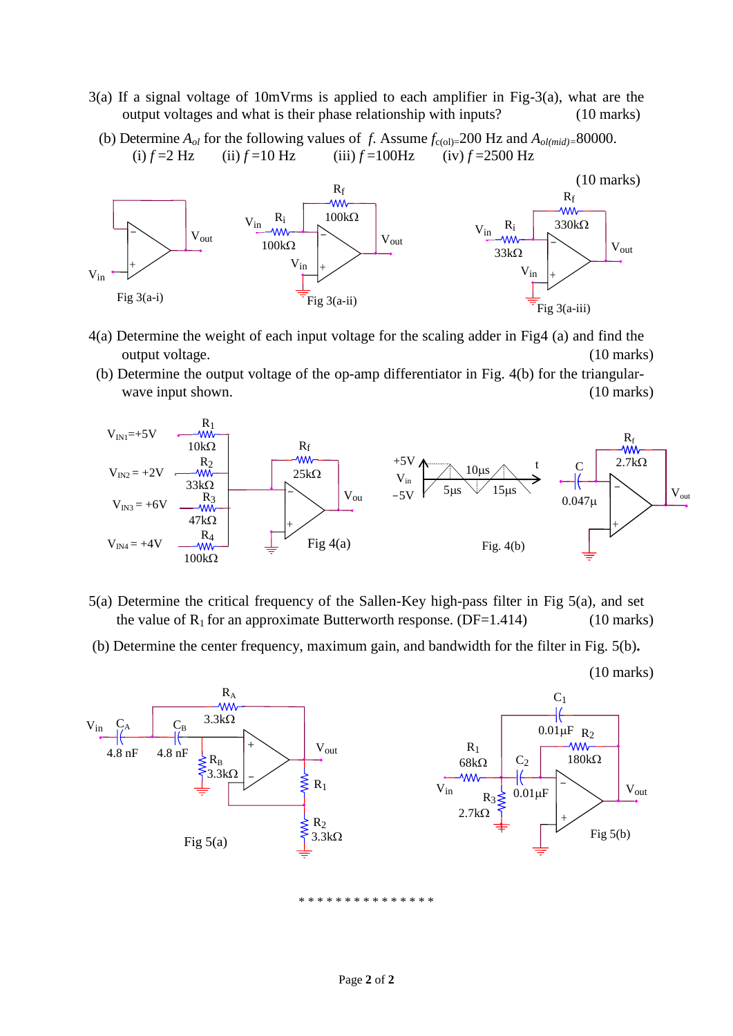3(a) If a signal voltage of 10mVrms is applied to each amplifier in Fig-3(a), what are the output voltages and what is their phase relationship with inputs? (10 marks)

(b) Determine $A_{ol}$ for the following values of $f$. Assume $f_{c(ol)}$=200 Hz and $A_{ol(mid)}$=80000.

(i) $f$ =2 Hz (ii) $f$ =10 Hz (iii) $f$ =100Hz (iv) $f$ =2500 Hz

(10 marks)

Vin

Vout

Fig 3(a-i)

Rf

100kΩ

Vin Ri

100kΩ

Vin

Vout

Fig 3(a-ii)

Rf

330kΩ

Vin Ri

33kΩ

Vin

Vout

Fig 3(a-iii)

4(a) Determine the weight of each input voltage for the scaling adder in Fig4 (a) and find the output voltage. (10 marks)

(b) Determine the output voltage of the op-amp differentiator in Fig. 4(b) for the triangular-wave input shown. (10 marks)

$V_{IN1}$=+5V R1 10kΩ

$V_{IN2}$ = +2V R2 33kΩ

$V_{IN3}$ = +6V R3 47kΩ

$V_{IN4}$ = +4V R4 100kΩ

Rf 25kΩ

Vou

Fig 4(a)

+5V

Vin

−5V

5μs 10μs 15μs

t

Fig. 4(b)

C 0.047μ

Rf 2.7kΩ

Vout

5(a) Determine the critical frequency of the Sallen-Key high-pass filter in Fig 5(a), and set the value of $R_1$ for an approximate Butterworth response. (DF=1.414) (10 marks)

(b) Determine the center frequency, maximum gain, and bandwidth for the filter in Fig. 5(b). (10 marks)

Vin CA 4.8 nF

CB 4.8 nF

RA 3.3kΩ

RB 3.3kΩ

Vout

R1

R2 3.3kΩ

Fig 5(a)

C1 0.01μF

R2 180kΩ

R1 68kΩ

Vin

C2 0.01μF

R3 2.7kΩ

Vout

Fig 5(b)

* * * * * * * * * * * * * * *